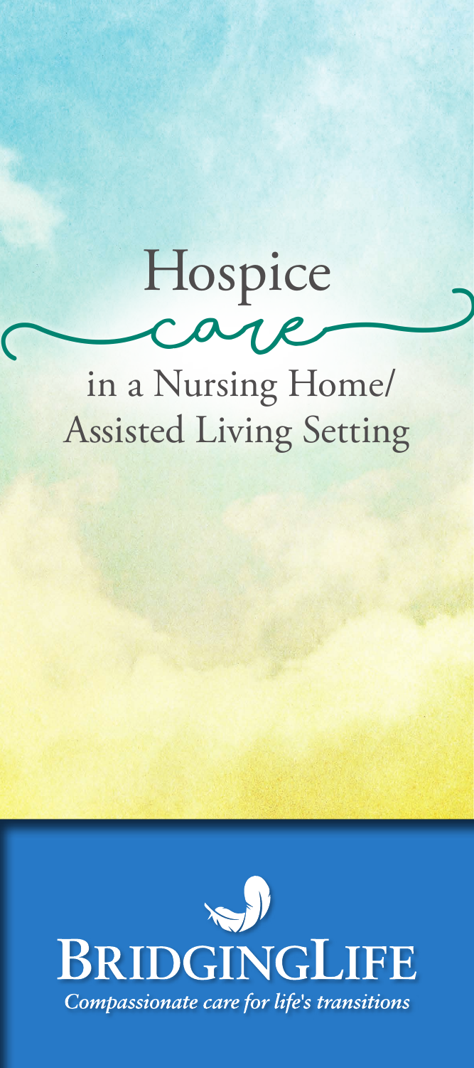# Hospice care in a Nursing Home/ Assisted Living Setting

BRIDGINGLIFE

*Compassionate care for life's transitions*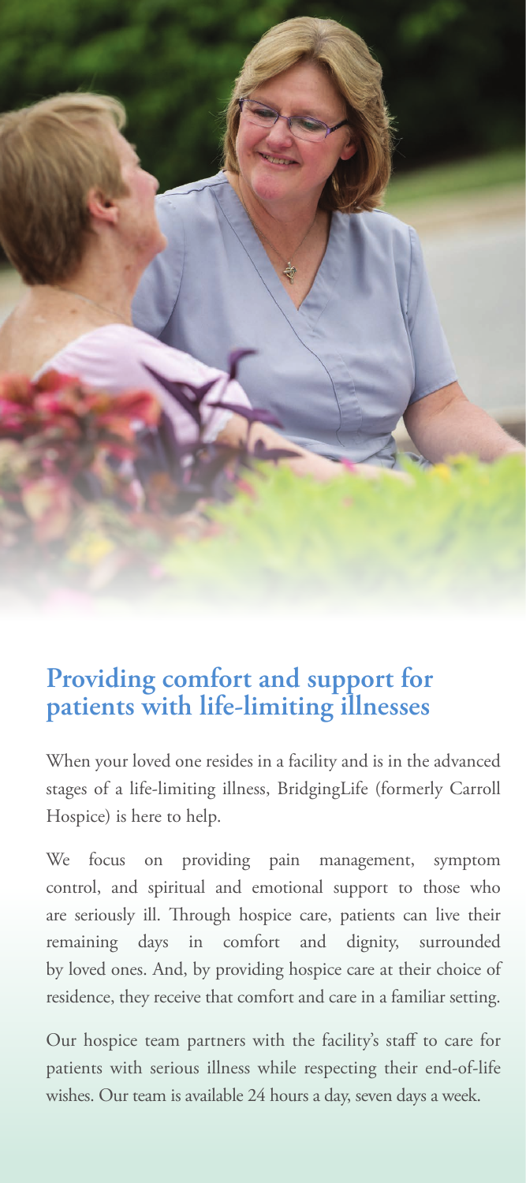## Providing comfort and support for patients with life-limiting illnesses

When your loved one resides in a facility and is in the advanced stages of a life-limiting illness, BridgingLife (formerly Carroll Hospice) is here to help.

We focus on providing pain management, symptom control, and spiritual and emotional support to those who are seriously ill. Through hospice care, patients can live their remaining days in comfort and dignity, surrounded by loved ones. And, by providing hospice care at their choice of residence, they receive that comfort and care in a familiar setting.

Our hospice team partners with the facility's staff to care for patients with serious illness while respecting their end-of-life wishes. Our team is available 24 hours a day, seven days a week.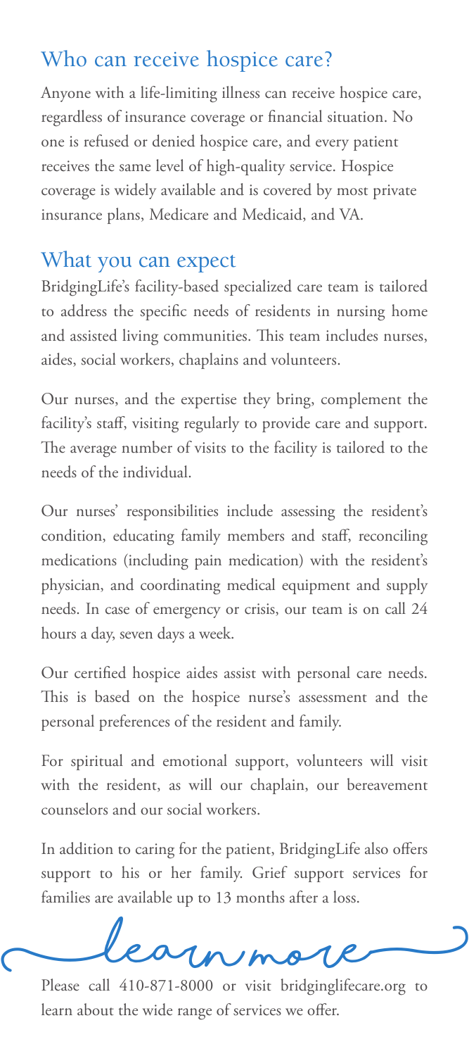## Who can receive hospice care?

Anyone with a life-limiting illness can receive hospice care, regardless of insurance coverage or financial situation. No one is refused or denied hospice care, and every patient receives the same level of high-quality service. Hospice coverage is widely available and is covered by most private insurance plans, Medicare and Medicaid, and VA.

## What you can expect

BridgingLife's facility-based specialized care team is tailored to address the specific needs of residents in nursing home and assisted living communities. This team includes nurses, aides, social workers, chaplains and volunteers.

Our nurses, and the expertise they bring, complement the facility's staff, visiting regularly to provide care and support. The average number of visits to the facility is tailored to the needs of the individual.

Our nurses' responsibilities include assessing the resident's condition, educating family members and staff, reconciling medications (including pain medication) with the resident's physician, and coordinating medical equipment and supply needs. In case of emergency or crisis, our team is on call 24 hours a day, seven days a week.

Our certified hospice aides assist with personal care needs. This is based on the hospice nurse's assessment and the personal preferences of the resident and family.

For spiritual and emotional support, volunteers will visit with the resident, as will our chaplain, our bereavement counselors and our social workers.

In addition to caring for the patient, BridgingLife also offers support to his or her family. Grief support services for families are available up to 13 months after a loss.

## learn more

Please call 410-871-8000 or visit bridginglifecare.org to learn about the wide range of services we offer.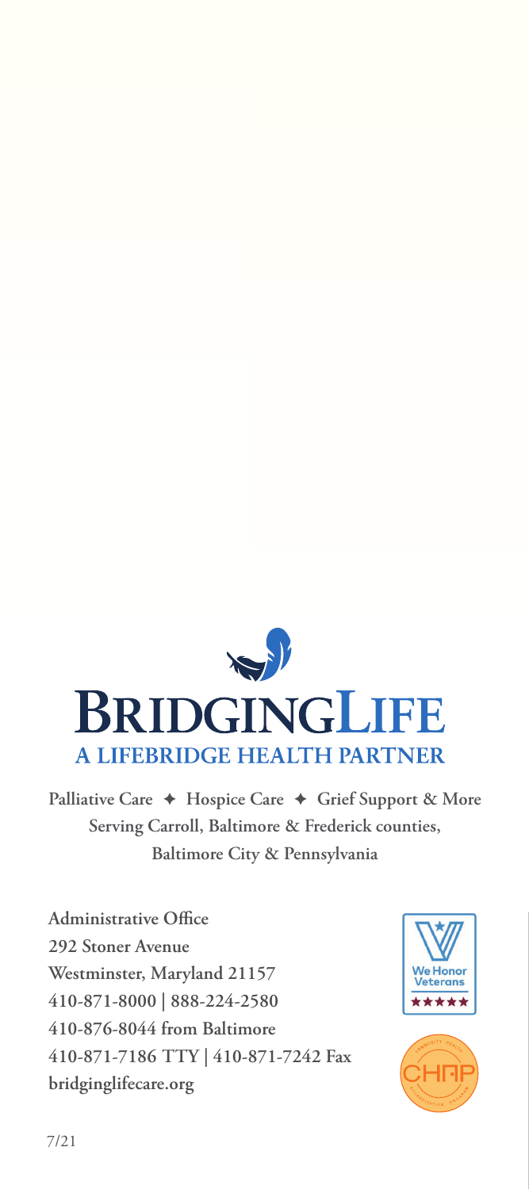# BRIDGINGLIFE

**A LIFEBRIDGE HEALTH PARTNER**

**Palliative Care ✦ Hospice Care ✦ Grief Support & More**
**Serving Carroll, Baltimore & Frederick counties,**
**Baltimore City & Pennsylvania**

**Administrative Office**
**292 Stoner Avenue**
**Westminster, Maryland 21157**
**410-871-8000 | 888-224-2580**
**410-876-8044 from Baltimore**
**410-871-7186 TTY | 410-871-7242 Fax**
**bridginglifecare.org**

We Honor Veterans

CHAP

7/21